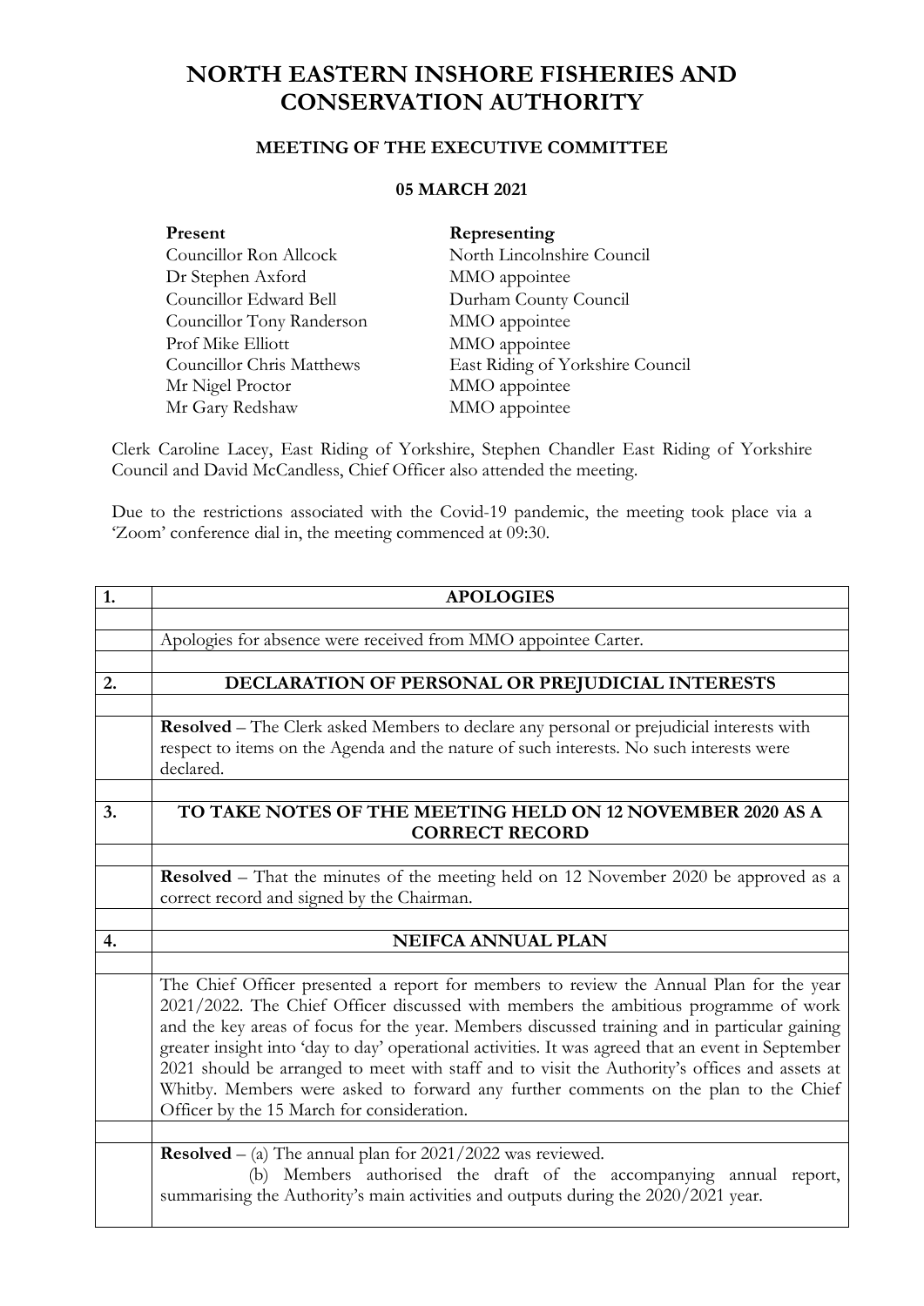# NORTH EASTERN INSHORE FISHERIES AND CONSERVATION AUTHORITY

## MEETING OF THE EXECUTIVE COMMITTEE

### 05 MARCH 2021

| **Present** | **Representing** |
|---|---|
| Councillor Ron Allcock | North Lincolnshire Council |
| Dr Stephen Axford | MMO appointee |
| Councillor Edward Bell | Durham County Council |
| Councillor Tony Randerson | MMO appointee |
| Prof Mike Elliott | MMO appointee |
| Councillor Chris Matthews | East Riding of Yorkshire Council |
| Mr Nigel Proctor | MMO appointee |
| Mr Gary Redshaw | MMO appointee |

Clerk Caroline Lacey, East Riding of Yorkshire, Stephen Chandler East Riding of Yorkshire Council and David McCandless, Chief Officer also attended the meeting.

Due to the restrictions associated with the Covid-19 pandemic, the meeting took place via a 'Zoom' conference dial in, the meeting commenced at 09:30.

| | |
|---|---|
| **1.** | **APOLOGIES** |
| | Apologies for absence were received from MMO appointee Carter. |
| **2.** | **DECLARATION OF PERSONAL OR PREJUDICIAL INTERESTS** |
| | **Resolved** – The Clerk asked Members to declare any personal or prejudicial interests with respect to items on the Agenda and the nature of such interests. No such interests were declared. |
| **3.** | **TO TAKE NOTES OF THE MEETING HELD ON 12 NOVEMBER 2020 AS A CORRECT RECORD** |
| | **Resolved** – That the minutes of the meeting held on 12 November 2020 be approved as a correct record and signed by the Chairman. |
| **4.** | **NEIFCA ANNUAL PLAN** |
| | The Chief Officer presented a report for members to review the Annual Plan for the year 2021/2022. The Chief Officer discussed with members the ambitious programme of work and the key areas of focus for the year. Members discussed training and in particular gaining greater insight into 'day to day' operational activities. It was agreed that an event in September 2021 should be arranged to meet with staff and to visit the Authority's offices and assets at Whitby. Members were asked to forward any further comments on the plan to the Chief Officer by the 15 March for consideration. |
| | **Resolved** – (a) The annual plan for 2021/2022 was reviewed. (b) Members authorised the draft of the accompanying annual report, summarising the Authority's main activities and outputs during the 2020/2021 year. |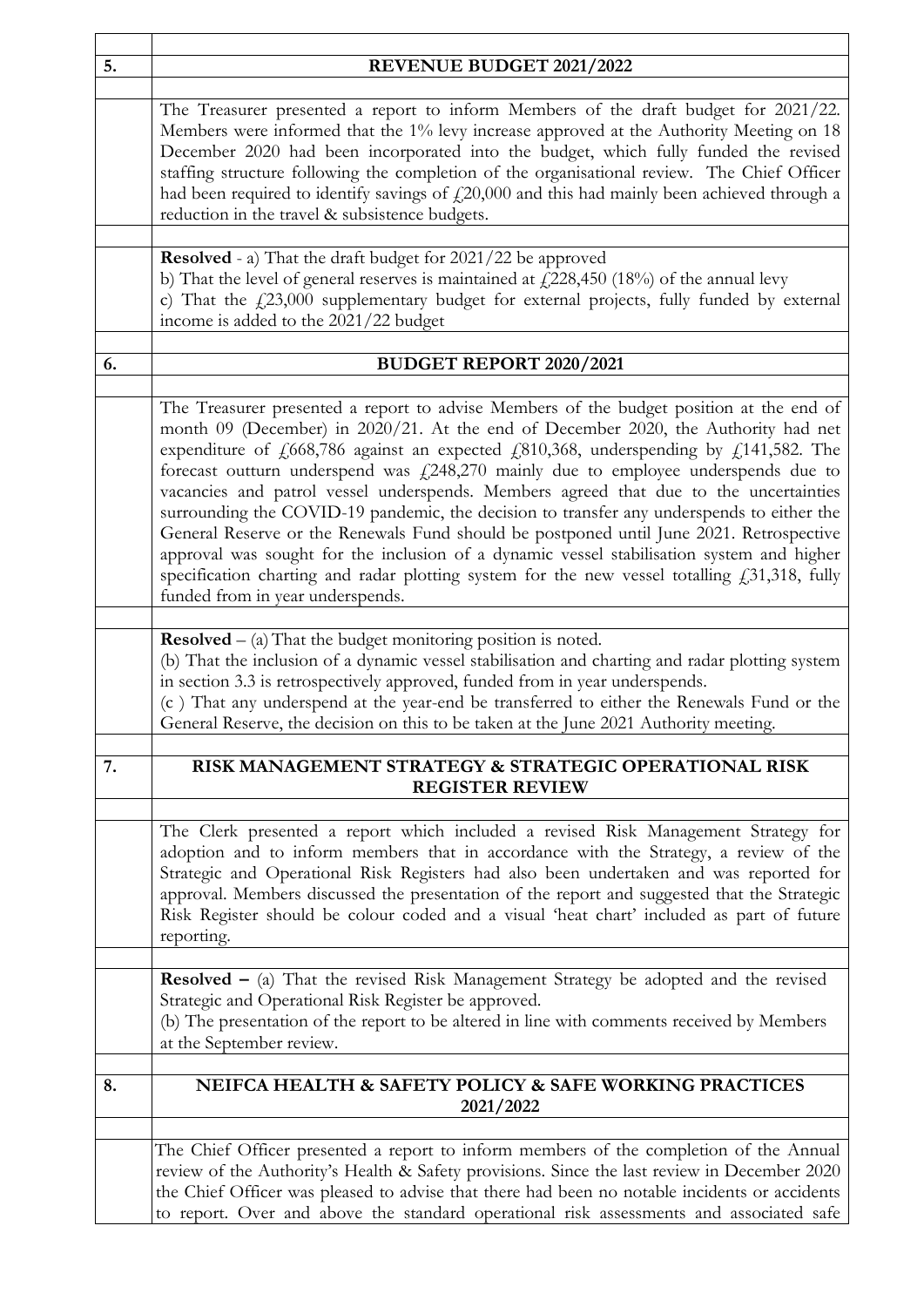## 5. REVENUE BUDGET 2021/2022

The Treasurer presented a report to inform Members of the draft budget for 2021/22. Members were informed that the 1% levy increase approved at the Authority Meeting on 18 December 2020 had been incorporated into the budget, which fully funded the revised staffing structure following the completion of the organisational review. The Chief Officer had been required to identify savings of £20,000 and this had mainly been achieved through a reduction in the travel & subsistence budgets.

**Resolved** - a) That the draft budget for 2021/22 be approved
b) That the level of general reserves is maintained at £228,450 (18%) of the annual levy
c) That the £23,000 supplementary budget for external projects, fully funded by external income is added to the 2021/22 budget

## 6. BUDGET REPORT 2020/2021

The Treasurer presented a report to advise Members of the budget position at the end of month 09 (December) in 2020/21. At the end of December 2020, the Authority had net expenditure of £668,786 against an expected £810,368, underspending by £141,582. The forecast outturn underspend was £248,270 mainly due to employee underspends due to vacancies and patrol vessel underspends. Members agreed that due to the uncertainties surrounding the COVID-19 pandemic, the decision to transfer any underspends to either the General Reserve or the Renewals Fund should be postponed until June 2021. Retrospective approval was sought for the inclusion of a dynamic vessel stabilisation system and higher specification charting and radar plotting system for the new vessel totalling £31,318, fully funded from in year underspends.

**Resolved** – (a) That the budget monitoring position is noted.
(b) That the inclusion of a dynamic vessel stabilisation and charting and radar plotting system in section 3.3 is retrospectively approved, funded from in year underspends.
(c ) That any underspend at the year-end be transferred to either the Renewals Fund or the General Reserve, the decision on this to be taken at the June 2021 Authority meeting.

## 7. RISK MANAGEMENT STRATEGY & STRATEGIC OPERATIONAL RISK REGISTER REVIEW

The Clerk presented a report which included a revised Risk Management Strategy for adoption and to inform members that in accordance with the Strategy, a review of the Strategic and Operational Risk Registers had also been undertaken and was reported for approval. Members discussed the presentation of the report and suggested that the Strategic Risk Register should be colour coded and a visual 'heat chart' included as part of future reporting.

**Resolved –** (a) That the revised Risk Management Strategy be adopted and the revised Strategic and Operational Risk Register be approved.
(b) The presentation of the report to be altered in line with comments received by Members at the September review.

## 8. NEIFCA HEALTH & SAFETY POLICY & SAFE WORKING PRACTICES 2021/2022

The Chief Officer presented a report to inform members of the completion of the Annual review of the Authority's Health & Safety provisions. Since the last review in December 2020 the Chief Officer was pleased to advise that there had been no notable incidents or accidents to report. Over and above the standard operational risk assessments and associated safe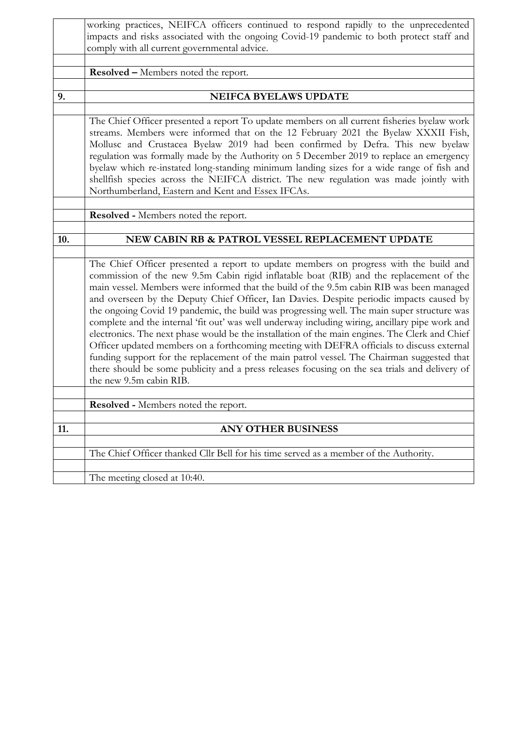| | |
|---|---|
| | working practices, NEIFCA officers continued to respond rapidly to the unprecedented impacts and risks associated with the ongoing Covid-19 pandemic to both protect staff and comply with all current governmental advice. |
| | |
| | **Resolved –** Members noted the report. |
| | |
| **9.** | **NEIFCA BYELAWS UPDATE** |
| | |
| | The Chief Officer presented a report To update members on all current fisheries byelaw work streams. Members were informed that on the 12 February 2021 the Byelaw XXXII Fish, Mollusc and Crustacea Byelaw 2019 had been confirmed by Defra. This new byelaw regulation was formally made by the Authority on 5 December 2019 to replace an emergency byelaw which re-instated long-standing minimum landing sizes for a wide range of fish and shellfish species across the NEIFCA district. The new regulation was made jointly with Northumberland, Eastern and Kent and Essex IFCAs. |
| | |
| | **Resolved -** Members noted the report. |
| | |
| **10.** | **NEW CABIN RB & PATROL VESSEL REPLACEMENT UPDATE** |
| | |
| | The Chief Officer presented a report to update members on progress with the build and commission of the new 9.5m Cabin rigid inflatable boat (RIB) and the replacement of the main vessel. Members were informed that the build of the 9.5m cabin RIB was been managed and overseen by the Deputy Chief Officer, Ian Davies. Despite periodic impacts caused by the ongoing Covid 19 pandemic, the build was progressing well. The main super structure was complete and the internal 'fit out' was well underway including wiring, ancillary pipe work and electronics. The next phase would be the installation of the main engines. The Clerk and Chief Officer updated members on a forthcoming meeting with DEFRA officials to discuss external funding support for the replacement of the main patrol vessel. The Chairman suggested that there should be some publicity and a press releases focusing on the sea trials and delivery of the new 9.5m cabin RIB. |
| | |
| | **Resolved -** Members noted the report. |
| | |
| **11.** | **ANY OTHER BUSINESS** |
| | |
| | The Chief Officer thanked Cllr Bell for his time served as a member of the Authority. |
| | |
| | The meeting closed at 10:40. |